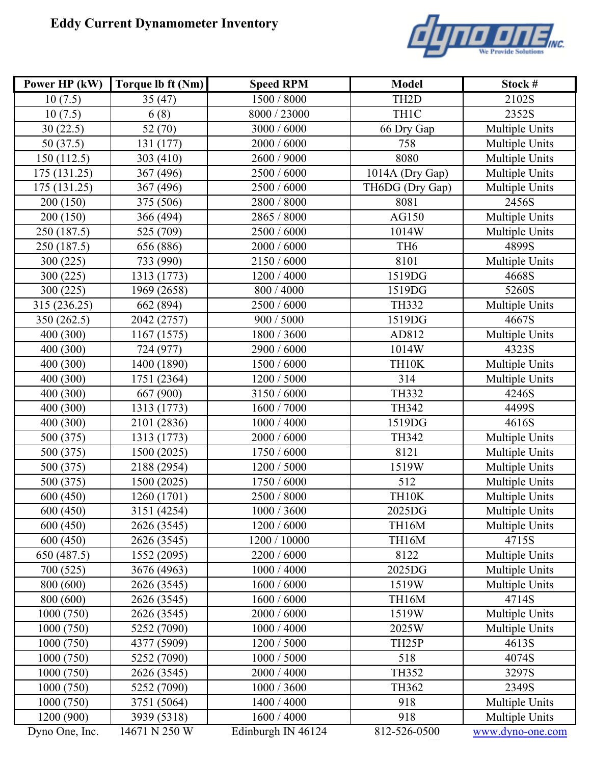# Eddy Current Dynamometer Inventory

dyno one INC. We Provide Solutions

| Power HP (kW) | Torque lb ft (Nm) | Speed RPM | Model | Stock # |
|---|---|---|---|---|
| 10 (7.5) | 35 (47) | 1500 / 8000 | TH2D | 2102S |
| 10 (7.5) | 6 (8) | 8000 / 23000 | TH1C | 2352S |
| 30 (22.5) | 52 (70) | 3000 / 6000 | 66 Dry Gap | Multiple Units |
| 50 (37.5) | 131 (177) | 2000 / 6000 | 758 | Multiple Units |
| 150 (112.5) | 303 (410) | 2600 / 9000 | 8080 | Multiple Units |
| 175 (131.25) | 367 (496) | 2500 / 6000 | 1014A (Dry Gap) | Multiple Units |
| 175 (131.25) | 367 (496) | 2500 / 6000 | TH6DG (Dry Gap) | Multiple Units |
| 200 (150) | 375 (506) | 2800 / 8000 | 8081 | 2456S |
| 200 (150) | 366 (494) | 2865 / 8000 | AG150 | Multiple Units |
| 250 (187.5) | 525 (709) | 2500 / 6000 | 1014W | Multiple Units |
| 250 (187.5) | 656 (886) | 2000 / 6000 | TH6 | 4899S |
| 300 (225) | 733 (990) | 2150 / 6000 | 8101 | Multiple Units |
| 300 (225) | 1313 (1773) | 1200 / 4000 | 1519DG | 4668S |
| 300 (225) | 1969 (2658) | 800 / 4000 | 1519DG | 5260S |
| 315 (236.25) | 662 (894) | 2500 / 6000 | TH332 | Multiple Units |
| 350 (262.5) | 2042 (2757) | 900 / 5000 | 1519DG | 4667S |
| 400 (300) | 1167 (1575) | 1800 / 3600 | AD812 | Multiple Units |
| 400 (300) | 724 (977) | 2900 / 6000 | 1014W | 4323S |
| 400 (300) | 1400 (1890) | 1500 / 6000 | TH10K | Multiple Units |
| 400 (300) | 1751 (2364) | 1200 / 5000 | 314 | Multiple Units |
| 400 (300) | 667 (900) | 3150 / 6000 | TH332 | 4246S |
| 400 (300) | 1313 (1773) | 1600 / 7000 | TH342 | 4499S |
| 400 (300) | 2101 (2836) | 1000 / 4000 | 1519DG | 4616S |
| 500 (375) | 1313 (1773) | 2000 / 6000 | TH342 | Multiple Units |
| 500 (375) | 1500 (2025) | 1750 / 6000 | 8121 | Multiple Units |
| 500 (375) | 2188 (2954) | 1200 / 5000 | 1519W | Multiple Units |
| 500 (375) | 1500 (2025) | 1750 / 6000 | 512 | Multiple Units |
| 600 (450) | 1260 (1701) | 2500 / 8000 | TH10K | Multiple Units |
| 600 (450) | 3151 (4254) | 1000 / 3600 | 2025DG | Multiple Units |
| 600 (450) | 2626 (3545) | 1200 / 6000 | TH16M | Multiple Units |
| 600 (450) | 2626 (3545) | 1200 / 10000 | TH16M | 4715S |
| 650 (487.5) | 1552 (2095) | 2200 / 6000 | 8122 | Multiple Units |
| 700 (525) | 3676 (4963) | 1000 / 4000 | 2025DG | Multiple Units |
| 800 (600) | 2626 (3545) | 1600 / 6000 | 1519W | Multiple Units |
| 800 (600) | 2626 (3545) | 1600 / 6000 | TH16M | 4714S |
| 1000 (750) | 2626 (3545) | 2000 / 6000 | 1519W | Multiple Units |
| 1000 (750) | 5252 (7090) | 1000 / 4000 | 2025W | Multiple Units |
| 1000 (750) | 4377 (5909) | 1200 / 5000 | TH25P | 4613S |
| 1000 (750) | 5252 (7090) | 1000 / 5000 | 518 | 4074S |
| 1000 (750) | 2626 (3545) | 2000 / 4000 | TH352 | 3297S |
| 1000 (750) | 5252 (7090) | 1000 / 3600 | TH362 | 2349S |
| 1000 (750) | 3751 (5064) | 1400 / 4000 | 918 | Multiple Units |
| 1200 (900) | 3939 (5318) | 1600 / 4000 | 918 | Multiple Units |

Dyno One, Inc. | 14671 N 250 W | Edinburgh IN 46124 | 812-526-0500 | www.dyno-one.com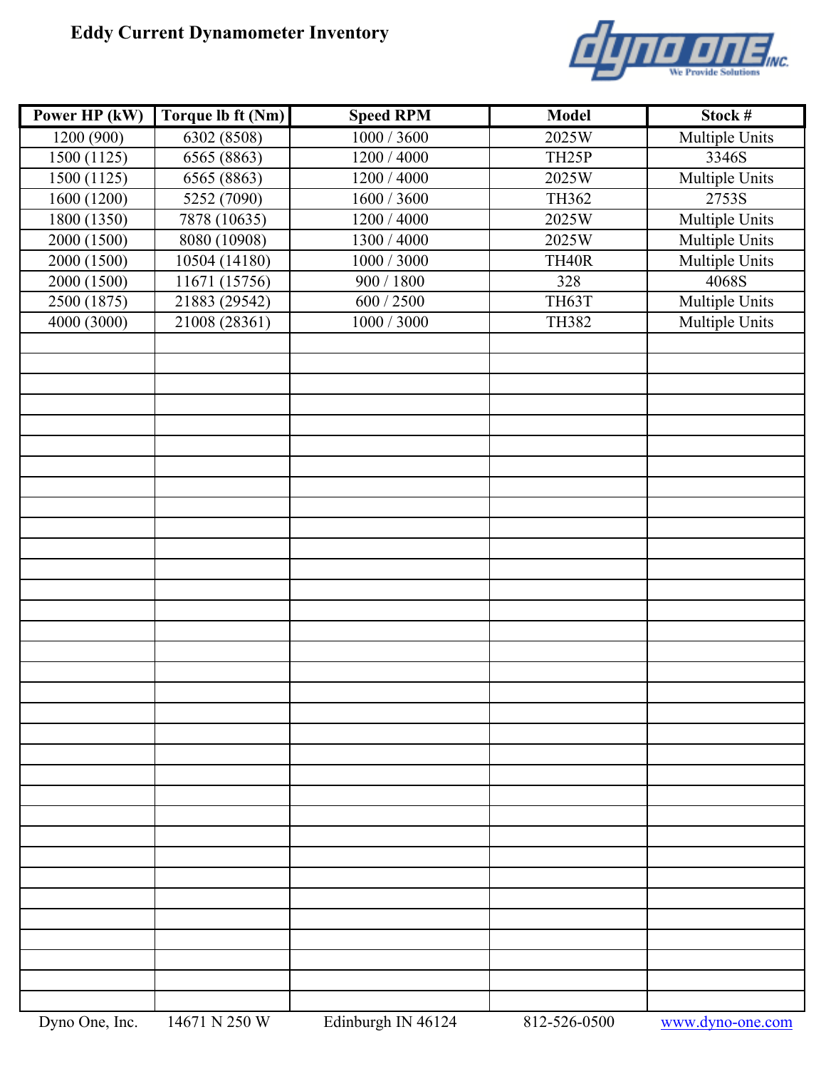# Eddy Current Dynamometer Inventory

| Power HP (kW) | Torque lb ft (Nm) | Speed RPM | Model | Stock # |
|---|---|---|---|---|
| 1200 (900) | 6302 (8508) | 1000 / 3600 | 2025W | Multiple Units |
| 1500 (1125) | 6565 (8863) | 1200 / 4000 | TH25P | 3346S |
| 1500 (1125) | 6565 (8863) | 1200 / 4000 | 2025W | Multiple Units |
| 1600 (1200) | 5252 (7090) | 1600 / 3600 | TH362 | 2753S |
| 1800 (1350) | 7878 (10635) | 1200 / 4000 | 2025W | Multiple Units |
| 2000 (1500) | 8080 (10908) | 1300 / 4000 | 2025W | Multiple Units |
| 2000 (1500) | 10504 (14180) | 1000 / 3000 | TH40R | Multiple Units |
| 2000 (1500) | 11671 (15756) | 900 / 1800 | 328 | 4068S |
| 2500 (1875) | 21883 (29542) | 600 / 2500 | TH63T | Multiple Units |
| 4000 (3000) | 21008 (28361) | 1000 / 3000 | TH382 | Multiple Units |

Dyno One, Inc. 14671 N 250 W Edinburgh IN 46124 812-526-0500 www.dyno-one.com